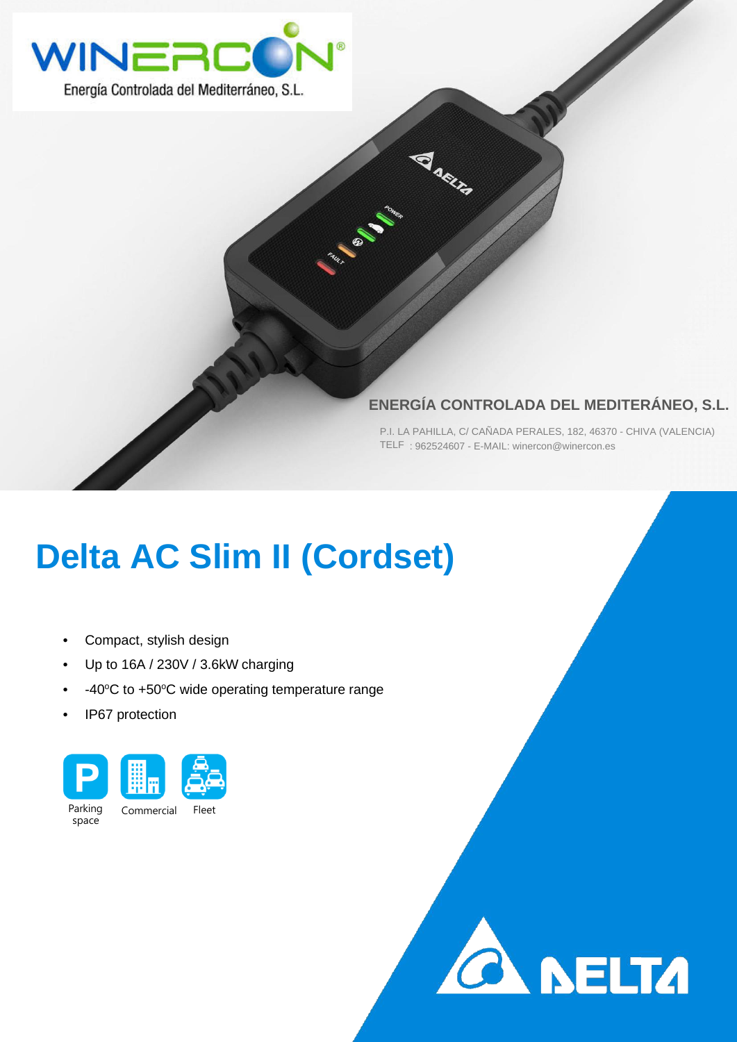WINERCON®

Energía Controlada del Mediterráneo, S.L.

**ENERGÍA CONTROLADA DEL MEDITERÁNEO, S.L.**

P.I. LA PAHILLA, C/ CAÑADA PERALES, 182, 46370 - CHIVA (VALENCIA)
TELF : 962524607 - E-MAIL: winercon@winercon.es

# Delta AC Slim II (Cordset)

- Compact, stylish design
- Up to 16A / 230V / 3.6kW charging
- -40ºC to +50ºC wide operating temperature range
- IP67 protection

Parking space

Commercial

Fleet

DELTA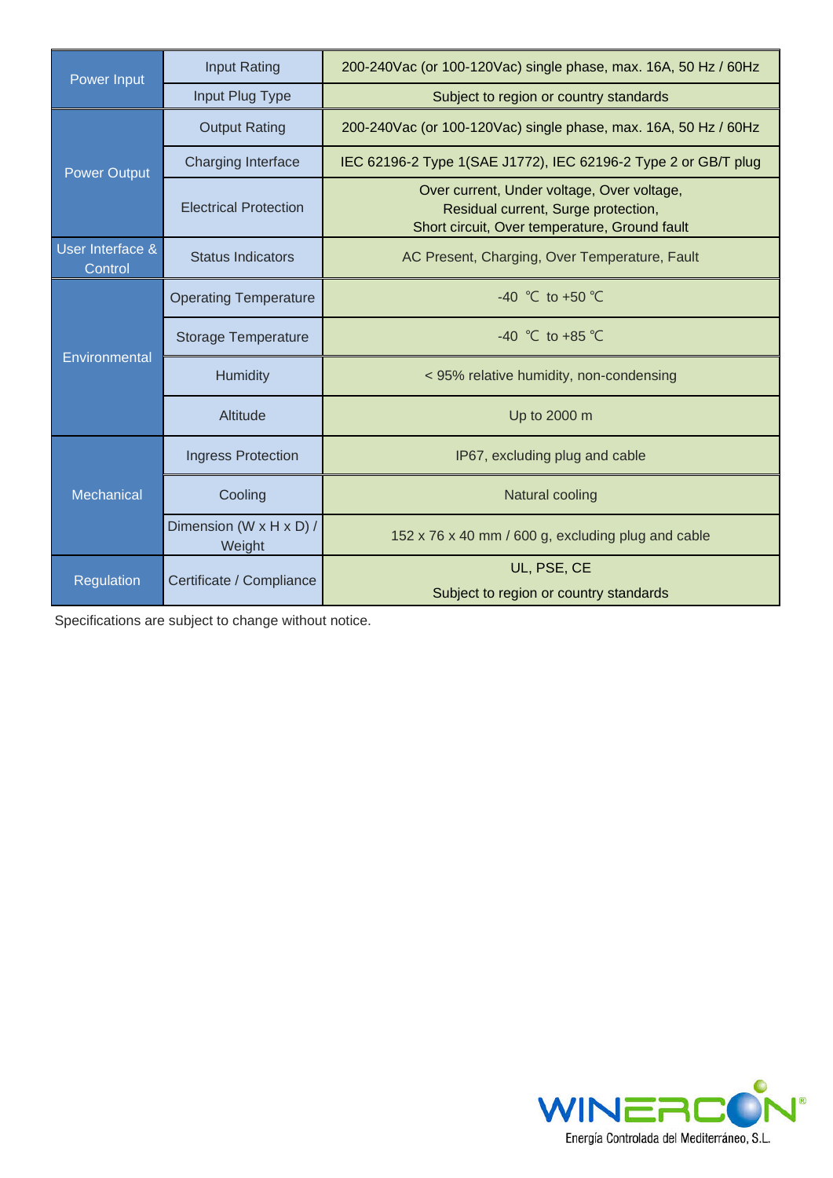| | | |
|---|---|---|
| Power Input | Input Rating | 200-240Vac (or 100-120Vac) single phase, max. 16A, 50 Hz / 60Hz |
| | Input Plug Type | Subject to region or country standards |
| Power Output | Output Rating | 200-240Vac (or 100-120Vac) single phase, max. 16A, 50 Hz / 60Hz |
| | Charging Interface | IEC 62196-2 Type 1(SAE J1772), IEC 62196-2 Type 2 or GB/T plug |
| | Electrical Protection | Over current, Under voltage, Over voltage, Residual current, Surge protection, Short circuit, Over temperature, Ground fault |
| User Interface & Control | Status Indicators | AC Present, Charging, Over Temperature, Fault |
| Environmental | Operating Temperature | -40 ℃ to +50 ℃ |
| | Storage Temperature | -40 ℃ to +85 ℃ |
| | Humidity | < 95% relative humidity, non-condensing |
| | Altitude | Up to 2000 m |
| Mechanical | Ingress Protection | IP67, excluding plug and cable |
| | Cooling | Natural cooling |
| | Dimension (W x H x D) / Weight | 152 x 76 x 40 mm / 600 g, excluding plug and cable |
| Regulation | Certificate / Compliance | UL, PSE, CE<br>Subject to region or country standards |

Specifications are subject to change without notice.

WINERCON®
Energía Controlada del Mediterráneo, S.L.